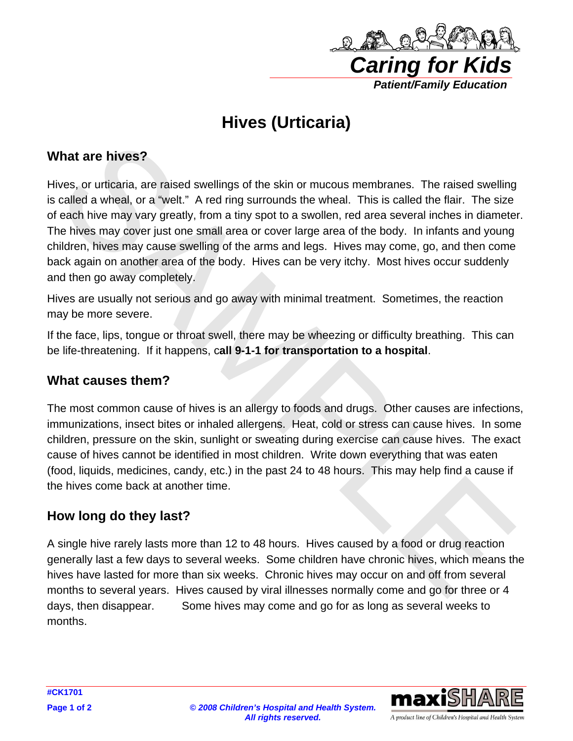# Hives (Urticaria)

## What are hives?

Hives, or urticaria, are raised swellings of the skin or mucous membranes. The raised swelling is called a wheal, or a "welt." A red ring surrounds the wheal. This is called the flair. The size of each hive may vary greatly, from a tiny spot to a swollen, red area several inches in diameter. The hives may cover just one small area or cover large area of the body. In infants and young children, hives may cause swelling of the arms and legs. Hives may come, go, and then come back again on another area of the body. Hives can be very itchy. Most hives occur suddenly and then go away completely.

Hives are usually not serious and go away with minimal treatment. Sometimes, the reaction may be more severe.

If the face, lips, tongue or throat swell, there may be wheezing or difficulty breathing. This can be life-threatening. If it happens, c**all 9-1-1 for transportation to a hospital**.

## What causes them?

The most common cause of hives is an allergy to foods and drugs. Other causes are infections, immunizations, insect bites or inhaled allergens. Heat, cold or stress can cause hives. In some children, pressure on the skin, sunlight or sweating during exercise can cause hives. The exact cause of hives cannot be identified in most children. Write down everything that was eaten (food, liquids, medicines, candy, etc.) in the past 24 to 48 hours. This may help find a cause if the hives come back at another time.

## How long do they last?

A single hive rarely lasts more than 12 to 48 hours. Hives caused by a food or drug reaction generally last a few days to several weeks. Some children have chronic hives, which means the hives have lasted for more than six weeks. Chronic hives may occur on and off from several months to several years. Hives caused by viral illnesses normally come and go for three or 4 days, then disappear. Some hives may come and go for as long as several weeks to months.

#CK1701

*© 2008 Children's Hospital and Health System. All rights reserved.*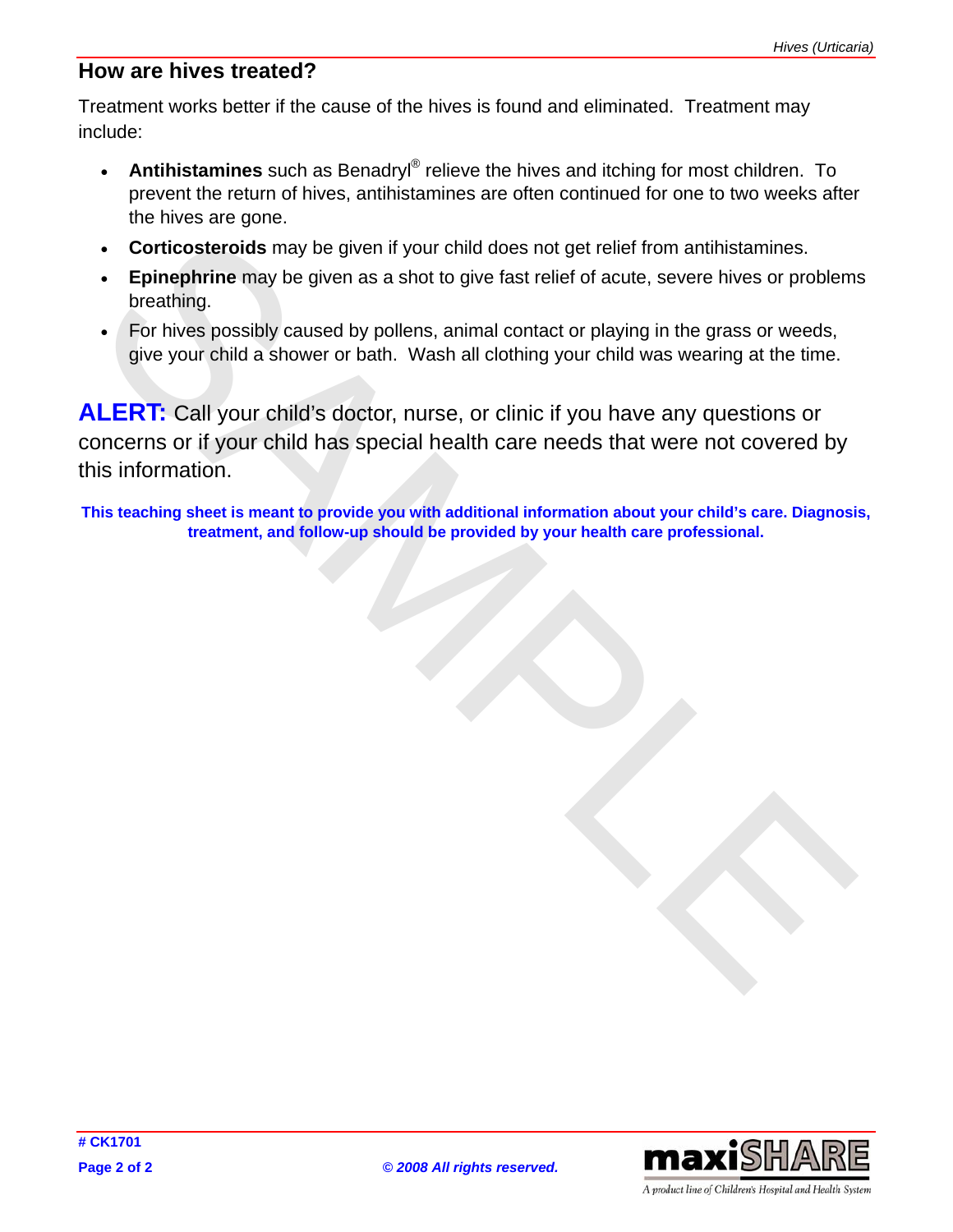## How are hives treated?

Treatment works better if the cause of the hives is found and eliminated. Treatment may include:

- **Antihistamines** such as Benadryl® relieve the hives and itching for most children. To prevent the return of hives, antihistamines are often continued for one to two weeks after the hives are gone.
- **Corticosteroids** may be given if your child does not get relief from antihistamines.
- **Epinephrine** may be given as a shot to give fast relief of acute, severe hives or problems breathing.
- For hives possibly caused by pollens, animal contact or playing in the grass or weeds, give your child a shower or bath. Wash all clothing your child was wearing at the time.

**ALERT:** Call your child's doctor, nurse, or clinic if you have any questions or concerns or if your child has special health care needs that were not covered by this information.

**This teaching sheet is meant to provide you with additional information about your child's care. Diagnosis, treatment, and follow-up should be provided by your health care professional.**

**# CK1701**

*© 2008 All rights reserved.*

maxiSHARE
A product line of Children's Hospital and Health System